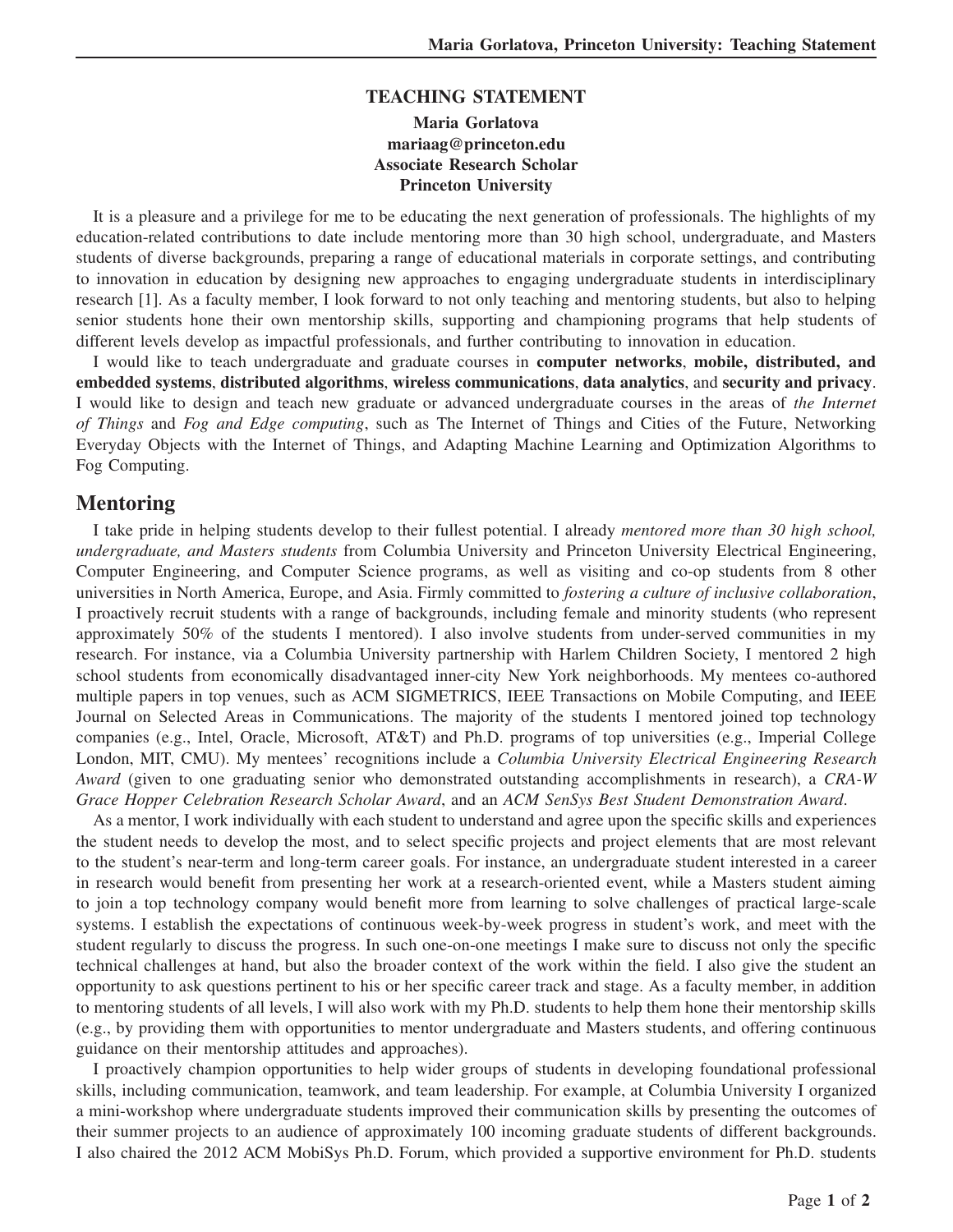# TEACHING STATEMENT

**Maria Gorlatova**
**mariaag@princeton.edu**
**Associate Research Scholar**
**Princeton University**

It is a pleasure and a privilege for me to be educating the next generation of professionals. The highlights of my education-related contributions to date include mentoring more than 30 high school, undergraduate, and Masters students of diverse backgrounds, preparing a range of educational materials in corporate settings, and contributing to innovation in education by designing new approaches to engaging undergraduate students in interdisciplinary research [1]. As a faculty member, I look forward to not only teaching and mentoring students, but also to helping senior students hone their own mentorship skills, supporting and championing programs that help students of different levels develop as impactful professionals, and further contributing to innovation in education.

I would like to teach undergraduate and graduate courses in **computer networks**, **mobile, distributed, and embedded systems**, **distributed algorithms**, **wireless communications**, **data analytics**, and **security and privacy**. I would like to design and teach new graduate or advanced undergraduate courses in the areas of *the Internet of Things* and *Fog and Edge computing*, such as The Internet of Things and Cities of the Future, Networking Everyday Objects with the Internet of Things, and Adapting Machine Learning and Optimization Algorithms to Fog Computing.

## Mentoring

I take pride in helping students develop to their fullest potential. I already *mentored more than 30 high school, undergraduate, and Masters students* from Columbia University and Princeton University Electrical Engineering, Computer Engineering, and Computer Science programs, as well as visiting and co-op students from 8 other universities in North America, Europe, and Asia. Firmly committed to *fostering a culture of inclusive collaboration*, I proactively recruit students with a range of backgrounds, including female and minority students (who represent approximately 50% of the students I mentored). I also involve students from under-served communities in my research. For instance, via a Columbia University partnership with Harlem Children Society, I mentored 2 high school students from economically disadvantaged inner-city New York neighborhoods. My mentees co-authored multiple papers in top venues, such as ACM SIGMETRICS, IEEE Transactions on Mobile Computing, and IEEE Journal on Selected Areas in Communications. The majority of the students I mentored joined top technology companies (e.g., Intel, Oracle, Microsoft, AT&T) and Ph.D. programs of top universities (e.g., Imperial College London, MIT, CMU). My mentees' recognitions include a *Columbia University Electrical Engineering Research Award* (given to one graduating senior who demonstrated outstanding accomplishments in research), a *CRA-W Grace Hopper Celebration Research Scholar Award*, and an *ACM SenSys Best Student Demonstration Award*.

As a mentor, I work individually with each student to understand and agree upon the specific skills and experiences the student needs to develop the most, and to select specific projects and project elements that are most relevant to the student's near-term and long-term career goals. For instance, an undergraduate student interested in a career in research would benefit from presenting her work at a research-oriented event, while a Masters student aiming to join a top technology company would benefit more from learning to solve challenges of practical large-scale systems. I establish the expectations of continuous week-by-week progress in student's work, and meet with the student regularly to discuss the progress. In such one-on-one meetings I make sure to discuss not only the specific technical challenges at hand, but also the broader context of the work within the field. I also give the student an opportunity to ask questions pertinent to his or her specific career track and stage. As a faculty member, in addition to mentoring students of all levels, I will also work with my Ph.D. students to help them hone their mentorship skills (e.g., by providing them with opportunities to mentor undergraduate and Masters students, and offering continuous guidance on their mentorship attitudes and approaches).

I proactively champion opportunities to help wider groups of students in developing foundational professional skills, including communication, teamwork, and team leadership. For example, at Columbia University I organized a mini-workshop where undergraduate students improved their communication skills by presenting the outcomes of their summer projects to an audience of approximately 100 incoming graduate students of different backgrounds. I also chaired the 2012 ACM MobiSys Ph.D. Forum, which provided a supportive environment for Ph.D. students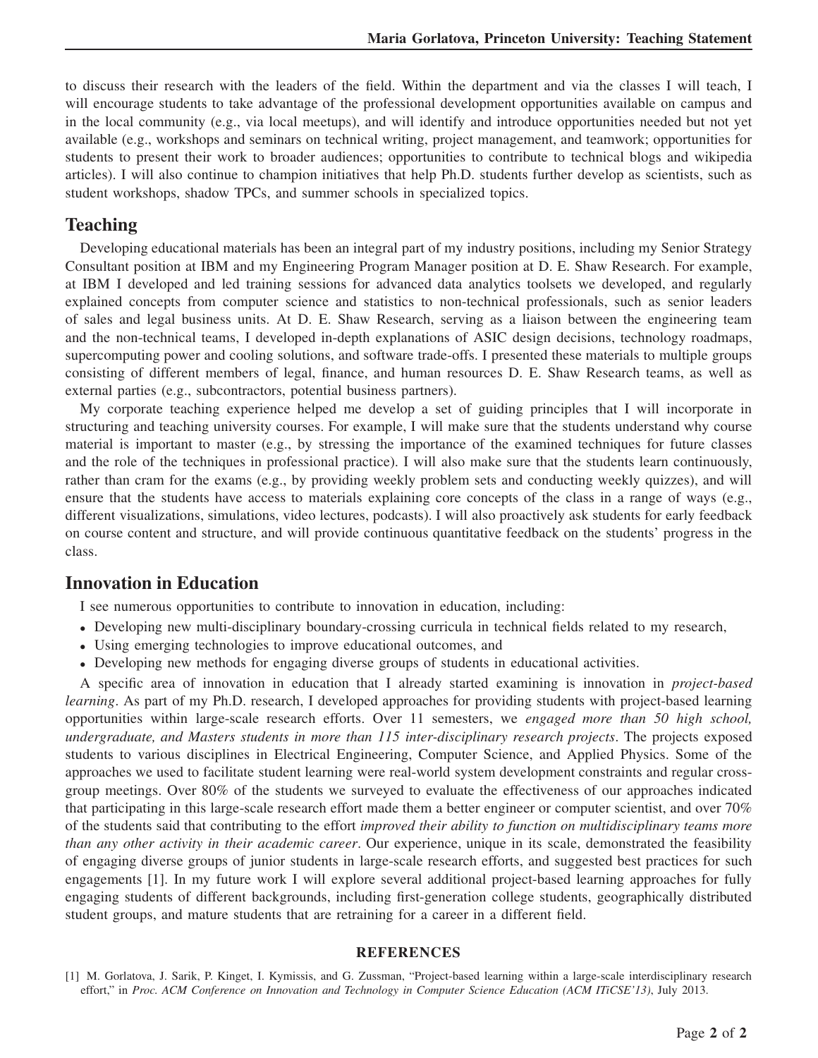to discuss their research with the leaders of the field. Within the department and via the classes I will teach, I will encourage students to take advantage of the professional development opportunities available on campus and in the local community (e.g., via local meetups), and will identify and introduce opportunities needed but not yet available (e.g., workshops and seminars on technical writing, project management, and teamwork; opportunities for students to present their work to broader audiences; opportunities to contribute to technical blogs and wikipedia articles). I will also continue to champion initiatives that help Ph.D. students further develop as scientists, such as student workshops, shadow TPCs, and summer schools in specialized topics.

## Teaching

Developing educational materials has been an integral part of my industry positions, including my Senior Strategy Consultant position at IBM and my Engineering Program Manager position at D. E. Shaw Research. For example, at IBM I developed and led training sessions for advanced data analytics toolsets we developed, and regularly explained concepts from computer science and statistics to non-technical professionals, such as senior leaders of sales and legal business units. At D. E. Shaw Research, serving as a liaison between the engineering team and the non-technical teams, I developed in-depth explanations of ASIC design decisions, technology roadmaps, supercomputing power and cooling solutions, and software trade-offs. I presented these materials to multiple groups consisting of different members of legal, finance, and human resources D. E. Shaw Research teams, as well as external parties (e.g., subcontractors, potential business partners).

My corporate teaching experience helped me develop a set of guiding principles that I will incorporate in structuring and teaching university courses. For example, I will make sure that the students understand why course material is important to master (e.g., by stressing the importance of the examined techniques for future classes and the role of the techniques in professional practice). I will also make sure that the students learn continuously, rather than cram for the exams (e.g., by providing weekly problem sets and conducting weekly quizzes), and will ensure that the students have access to materials explaining core concepts of the class in a range of ways (e.g., different visualizations, simulations, video lectures, podcasts). I will also proactively ask students for early feedback on course content and structure, and will provide continuous quantitative feedback on the students' progress in the class.

## Innovation in Education

I see numerous opportunities to contribute to innovation in education, including:

- Developing new multi-disciplinary boundary-crossing curricula in technical fields related to my research,
- Using emerging technologies to improve educational outcomes, and
- Developing new methods for engaging diverse groups of students in educational activities.

A specific area of innovation in education that I already started examining is innovation in *project-based learning*. As part of my Ph.D. research, I developed approaches for providing students with project-based learning opportunities within large-scale research efforts. Over 11 semesters, we *engaged more than 50 high school, undergraduate, and Masters students in more than 115 inter-disciplinary research projects*. The projects exposed students to various disciplines in Electrical Engineering, Computer Science, and Applied Physics. Some of the approaches we used to facilitate student learning were real-world system development constraints and regular cross-group meetings. Over 80% of the students we surveyed to evaluate the effectiveness of our approaches indicated that participating in this large-scale research effort made them a better engineer or computer scientist, and over 70% of the students said that contributing to the effort *improved their ability to function on multidisciplinary teams more than any other activity in their academic career*. Our experience, unique in its scale, demonstrated the feasibility of engaging diverse groups of junior students in large-scale research efforts, and suggested best practices for such engagements [1]. In my future work I will explore several additional project-based learning approaches for fully engaging students of different backgrounds, including first-generation college students, geographically distributed student groups, and mature students that are retraining for a career in a different field.

### REFERENCES

[1] M. Gorlatova, J. Sarik, P. Kinget, I. Kymissis, and G. Zussman, "Project-based learning within a large-scale interdisciplinary research effort," in *Proc. ACM Conference on Innovation and Technology in Computer Science Education (ACM ITiCSE'13)*, July 2013.